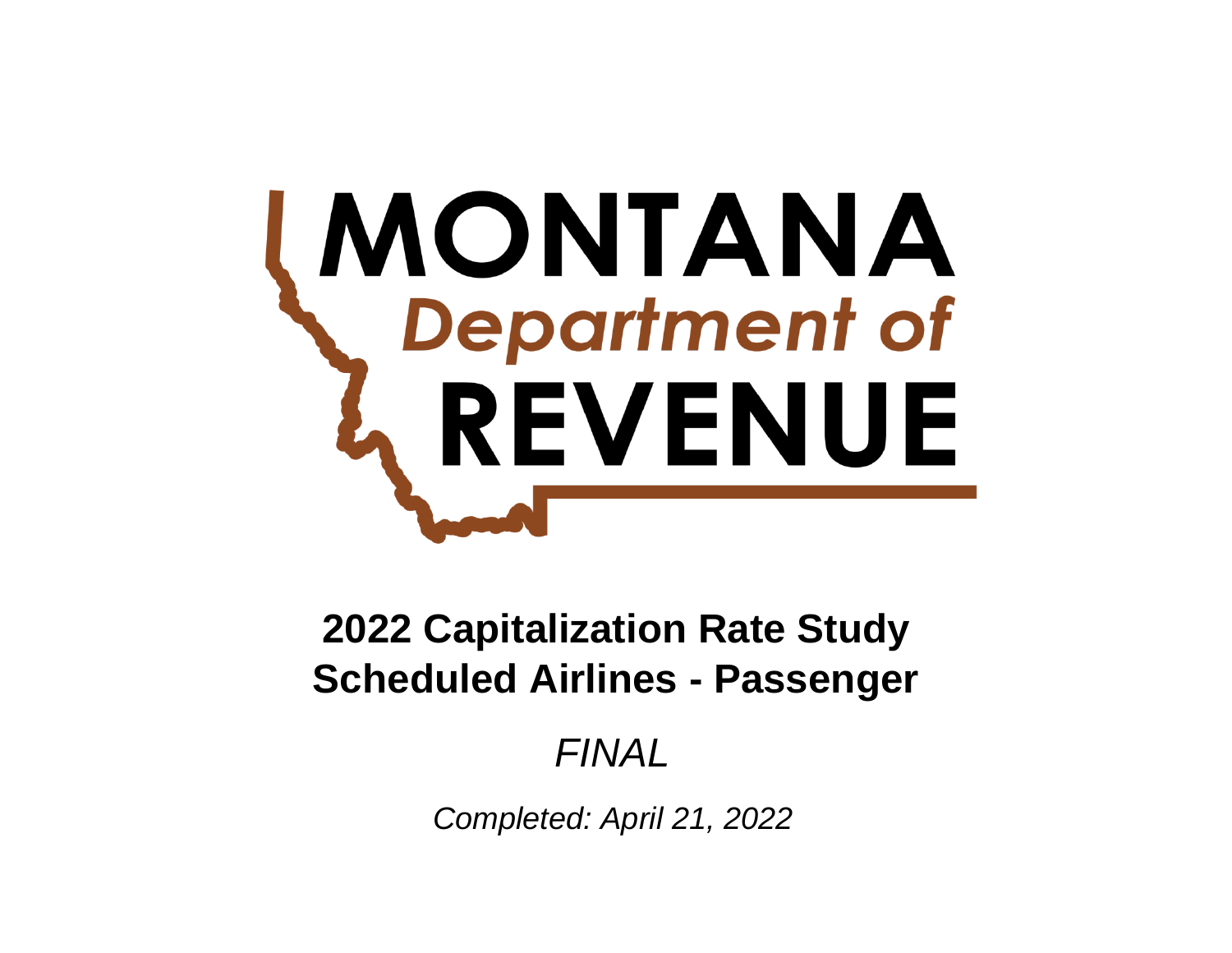MONTANA
*Department of*
REVENUE

# 2022 Capitalization Rate Study
# Scheduled Airlines - Passenger

*FINAL*

*Completed: April 21, 2022*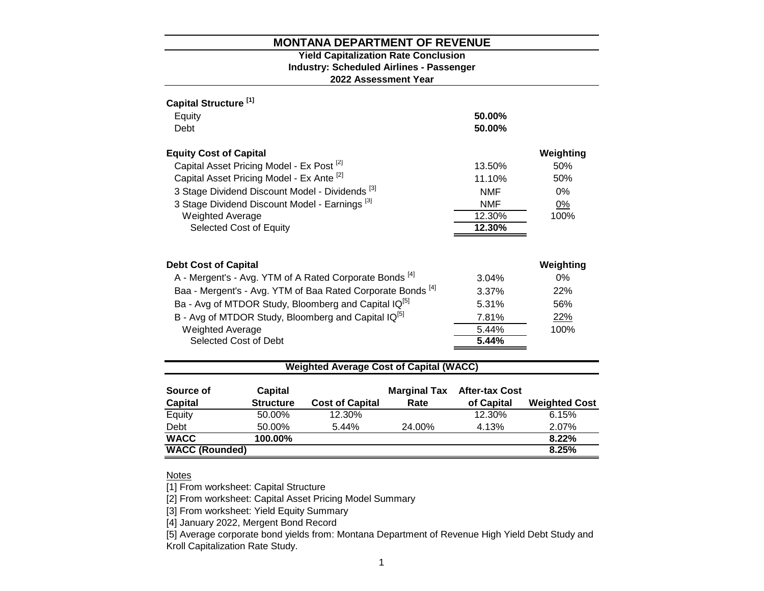# MONTANA DEPARTMENT OF REVENUE

**Yield Capitalization Rate Conclusion**
**Industry: Scheduled Airlines - Passenger**
**2022 Assessment Year**

| **Capital Structure** [1] | | |
|---|---|---|
| Equity | **50.00%** | |
| Debt | **50.00%** | |

| **Equity Cost of Capital** | | **Weighting** |
|---|---|---|
| Capital Asset Pricing Model - Ex Post [2] | 13.50% | 50% |
| Capital Asset Pricing Model - Ex Ante [2] | 11.10% | 50% |
| 3 Stage Dividend Discount Model - Dividends [3] | NMF | 0% |
| 3 Stage Dividend Discount Model - Earnings [3] | NMF | 0% |
| Weighted Average | 12.30% | 100% |
| Selected Cost of Equity | **12.30%** | |

| **Debt Cost of Capital** | | **Weighting** |
|---|---|---|
| A - Mergent's - Avg. YTM of A Rated Corporate Bonds [4] | 3.04% | 0% |
| Baa - Mergent's - Avg. YTM of Baa Rated Corporate Bonds [4] | 3.37% | 22% |
| Ba - Avg of MTDOR Study, Bloomberg and Capital IQ[5] | 5.31% | 56% |
| B - Avg of MTDOR Study, Bloomberg and Capital IQ[5] | 7.81% | 22% |
| Weighted Average | 5.44% | 100% |
| Selected Cost of Debt | **5.44%** | |

## Weighted Average Cost of Capital (WACC)

| Source of Capital | Capital Structure | Cost of Capital | Marginal Tax Rate | After-tax Cost of Capital | Weighted Cost |
|---|---|---|---|---|---|
| Equity | 50.00% | 12.30% | | 12.30% | 6.15% |
| Debt | 50.00% | 5.44% | 24.00% | 4.13% | 2.07% |
| **WACC** | **100.00%** | | | | **8.22%** |
| **WACC (Rounded)** | | | | | **8.25%** |

Notes

[1] From worksheet: Capital Structure

[2] From worksheet: Capital Asset Pricing Model Summary

[3] From worksheet: Yield Equity Summary

[4] January 2022, Mergent Bond Record

[5] Average corporate bond yields from: Montana Department of Revenue High Yield Debt Study and Kroll Capitalization Rate Study.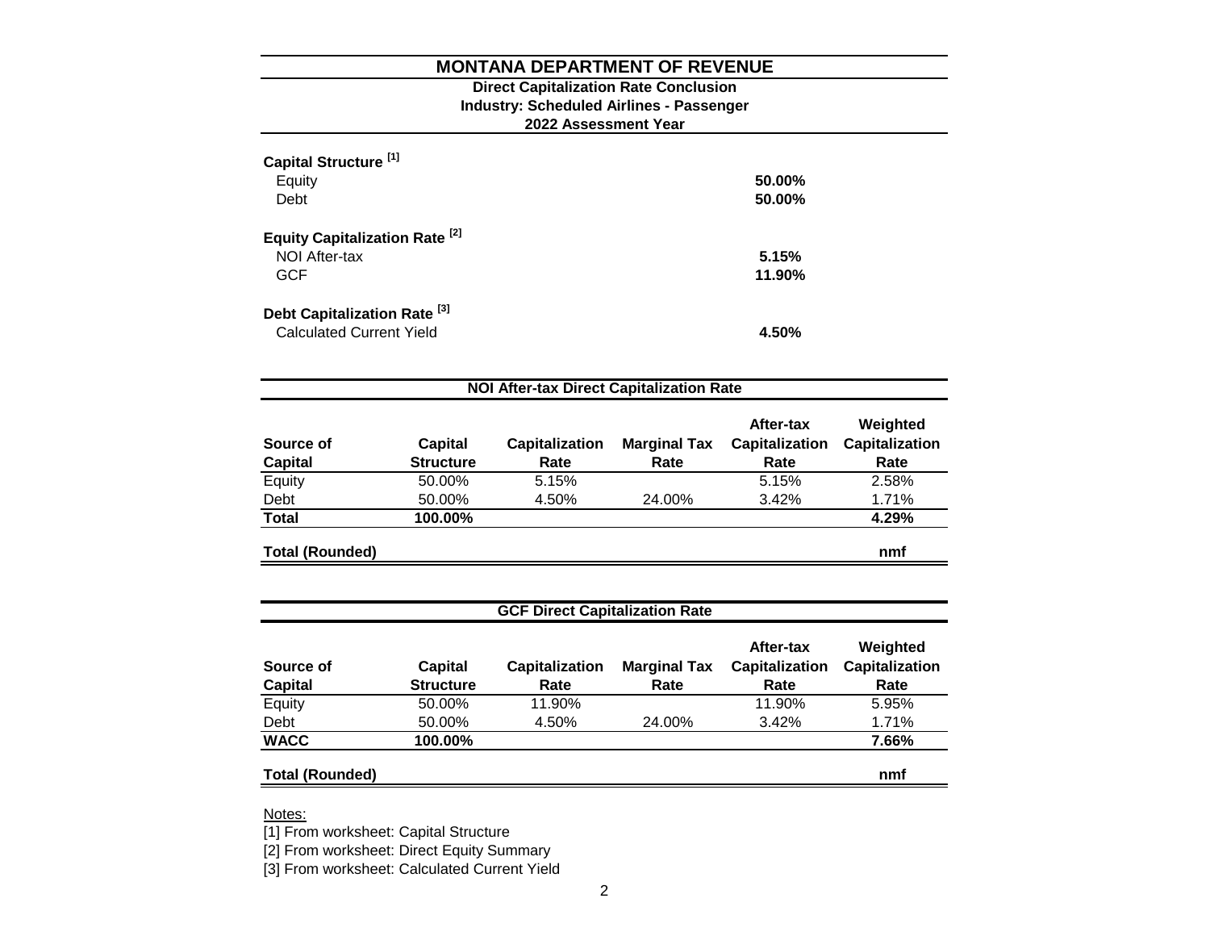# MONTANA DEPARTMENT OF REVENUE

**Direct Capitalization Rate Conclusion**
**Industry: Scheduled Airlines - Passenger**
**2022 Assessment Year**

**Capital Structure [1]**

| | |
|---|---|
| Equity | **50.00%** |
| Debt | **50.00%** |

**Equity Capitalization Rate [2]**

| | |
|---|---|
| NOI After-tax | **5.15%** |
| GCF | **11.90%** |

**Debt Capitalization Rate [3]**

| | |
|---|---|
| Calculated Current Yield | **4.50%** |

**NOI After-tax Direct Capitalization Rate**

| Source of Capital | Capital Structure | Capitalization Rate | Marginal Tax Rate | After-tax Capitalization Rate | Weighted Capitalization Rate |
|---|---|---|---|---|---|
| Equity | 50.00% | 5.15% | | 5.15% | 2.58% |
| Debt | 50.00% | 4.50% | 24.00% | 3.42% | 1.71% |
| **Total** | **100.00%** | | | | **4.29%** |
| **Total (Rounded)** | | | | | **nmf** |

**GCF Direct Capitalization Rate**

| Source of Capital | Capital Structure | Capitalization Rate | Marginal Tax Rate | After-tax Capitalization Rate | Weighted Capitalization Rate |
|---|---|---|---|---|---|
| Equity | 50.00% | 11.90% | | 11.90% | 5.95% |
| Debt | 50.00% | 4.50% | 24.00% | 3.42% | 1.71% |
| **WACC** | **100.00%** | | | | **7.66%** |
| **Total (Rounded)** | | | | | **nmf** |

Notes:

[1] From worksheet: Capital Structure

[2] From worksheet: Direct Equity Summary

[3] From worksheet: Calculated Current Yield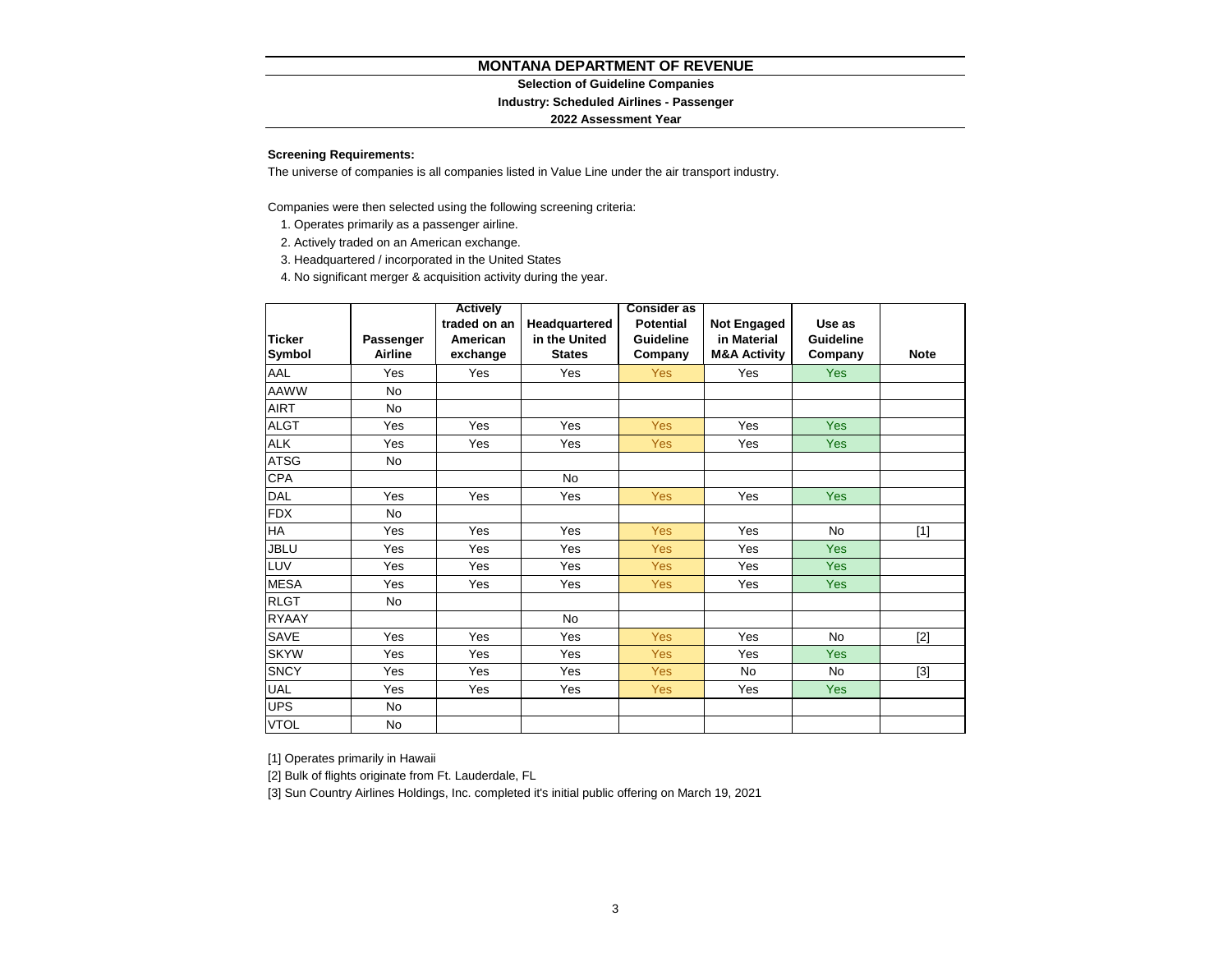# MONTANA DEPARTMENT OF REVENUE

**Selection of Guideline Companies**

**Industry: Scheduled Airlines - Passenger**

**2022 Assessment Year**

**Screening Requirements:**

The universe of companies is all companies listed in Value Line under the air transport industry.

Companies were then selected using the following screening criteria:

1. Operates primarily as a passenger airline.
2. Actively traded on an American exchange.
3. Headquartered / incorporated in the United States
4. No significant merger & acquisition activity during the year.

| Ticker Symbol | Passenger Airline | Actively traded on an American exchange | Headquartered in the United States | Consider as Potential Guideline Company | Not Engaged in Material M&A Activity | Use as Guideline Company | Note |
|---|---|---|---|---|---|---|---|
| AAL | Yes | Yes | Yes | Yes | Yes | Yes | |
| AAWW | No | | | | | | |
| AIRT | No | | | | | | |
| ALGT | Yes | Yes | Yes | Yes | Yes | Yes | |
| ALK | Yes | Yes | Yes | Yes | Yes | Yes | |
| ATSG | No | | | | | | |
| CPA | | | No | | | | |
| DAL | Yes | Yes | Yes | Yes | Yes | Yes | |
| FDX | No | | | | | | |
| HA | Yes | Yes | Yes | Yes | Yes | No | [1] |
| JBLU | Yes | Yes | Yes | Yes | Yes | Yes | |
| LUV | Yes | Yes | Yes | Yes | Yes | Yes | |
| MESA | Yes | Yes | Yes | Yes | Yes | Yes | |
| RLGT | No | | | | | | |
| RYAAY | | | No | | | | |
| SAVE | Yes | Yes | Yes | Yes | Yes | No | [2] |
| SKYW | Yes | Yes | Yes | Yes | Yes | Yes | |
| SNCY | Yes | Yes | Yes | Yes | No | No | [3] |
| UAL | Yes | Yes | Yes | Yes | Yes | Yes | |
| UPS | No | | | | | | |
| VTOL | No | | | | | | |

[1] Operates primarily in Hawaii

[2] Bulk of flights originate from Ft. Lauderdale, FL

[3] Sun Country Airlines Holdings, Inc. completed it's initial public offering on March 19, 2021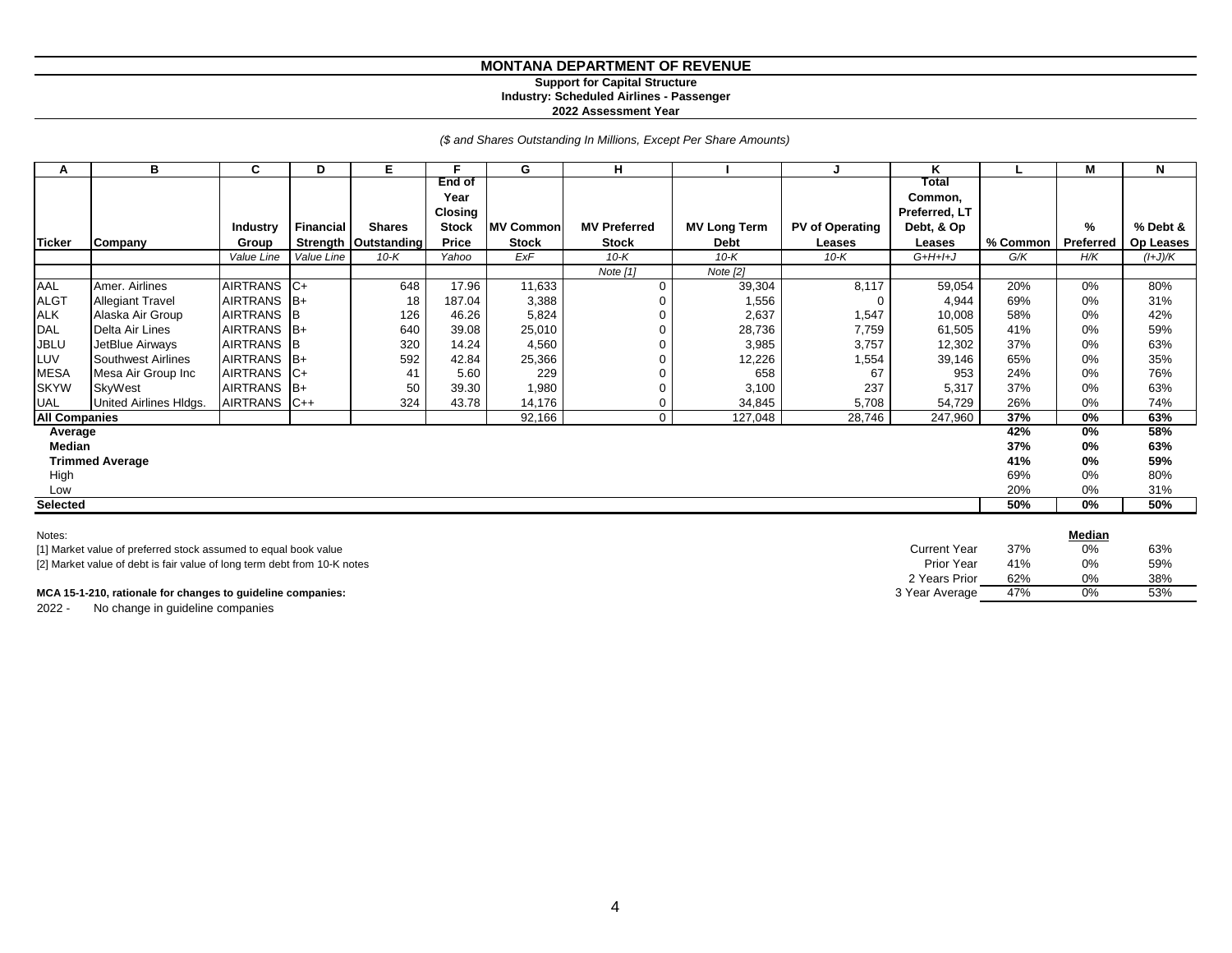# MONTANA DEPARTMENT OF REVENUE

**Support for Capital Structure**
**Industry: Scheduled Airlines - Passenger**
**2022 Assessment Year**

*($ and Shares Outstanding In Millions, Except Per Share Amounts)*

| A | B | C | D | E | F | G | H | I | J | K | L | M | N |
|---|---|---|---|---|---|---|---|---|---|---|---|---|---|
| Ticker | Company | Industry Group | Financial Strength | Shares Outstanding | End of Year Closing Stock Price | MV Common Stock | MV Preferred Stock | MV Long Term Debt | PV of Operating Leases | Total Common, Preferred, LT Debt, & Op Leases | % Common | % Preferred | % Debt & Op Leases |
| | | *Value Line* | *Value Line* | *10-K* | *Yahoo* | *ExF* | *10-K* | *10-K* | *10-K* | *G+H+I+J* | *G/K* | *H/K* | *(I+J)/K* |
| | | | | | | | *Note [1]* | *Note [2]* | | | | | |
| AAL | Amer. Airlines | AIRTRANS | C+ | 648 | 17.96 | 11,633 | 0 | 39,304 | 8,117 | 59,054 | 20% | 0% | 80% |
| ALGT | Allegiant Travel | AIRTRANS | B+ | 18 | 187.04 | 3,388 | 0 | 1,556 | 0 | 4,944 | 69% | 0% | 31% |
| ALK | Alaska Air Group | AIRTRANS | B | 126 | 46.26 | 5,824 | 0 | 2,637 | 1,547 | 10,008 | 58% | 0% | 42% |
| DAL | Delta Air Lines | AIRTRANS | B+ | 640 | 39.08 | 25,010 | 0 | 28,736 | 7,759 | 61,505 | 41% | 0% | 59% |
| JBLU | JetBlue Airways | AIRTRANS | B | 320 | 14.24 | 4,560 | 0 | 3,985 | 3,757 | 12,302 | 37% | 0% | 63% |
| LUV | Southwest Airlines | AIRTRANS | B+ | 592 | 42.84 | 25,366 | 0 | 12,226 | 1,554 | 39,146 | 65% | 0% | 35% |
| MESA | Mesa Air Group Inc | AIRTRANS | C+ | 41 | 5.60 | 229 | 0 | 658 | 67 | 953 | 24% | 0% | 76% |
| SKYW | SkyWest | AIRTRANS | B+ | 50 | 39.30 | 1,980 | 0 | 3,100 | 237 | 5,317 | 37% | 0% | 63% |
| UAL | United Airlines Hldgs. | AIRTRANS | C++ | 324 | 43.78 | 14,176 | 0 | 34,845 | 5,708 | 54,729 | 26% | 0% | 74% |
| **All Companies** | | | | | | 92,166 | 0 | 127,048 | 28,746 | 247,960 | **37%** | **0%** | **63%** |
| **Average** | | | | | | | | | | | **42%** | **0%** | **58%** |
| **Median** | | | | | | | | | | | **37%** | **0%** | **63%** |
| **Trimmed Average** | | | | | | | | | | | **41%** | **0%** | **59%** |
| High | | | | | | | | | | | 69% | 0% | 80% |
| Low | | | | | | | | | | | 20% | 0% | 31% |
| **Selected** | | | | | | | | | | | **50%** | **0%** | **50%** |

Notes:
[1] Market value of preferred stock assumed to equal book value
[2] Market value of debt is fair value of long term debt from 10-K notes

| | | **Median** | |
|---|---|---|---|
| Current Year | 37% | 0% | 63% |
| Prior Year | 41% | 0% | 59% |
| 2 Years Prior | 62% | 0% | 38% |
| 3 Year Average | 47% | 0% | 53% |

**MCA 15-1-210, rationale for changes to guideline companies:**

2022 - No change in guideline companies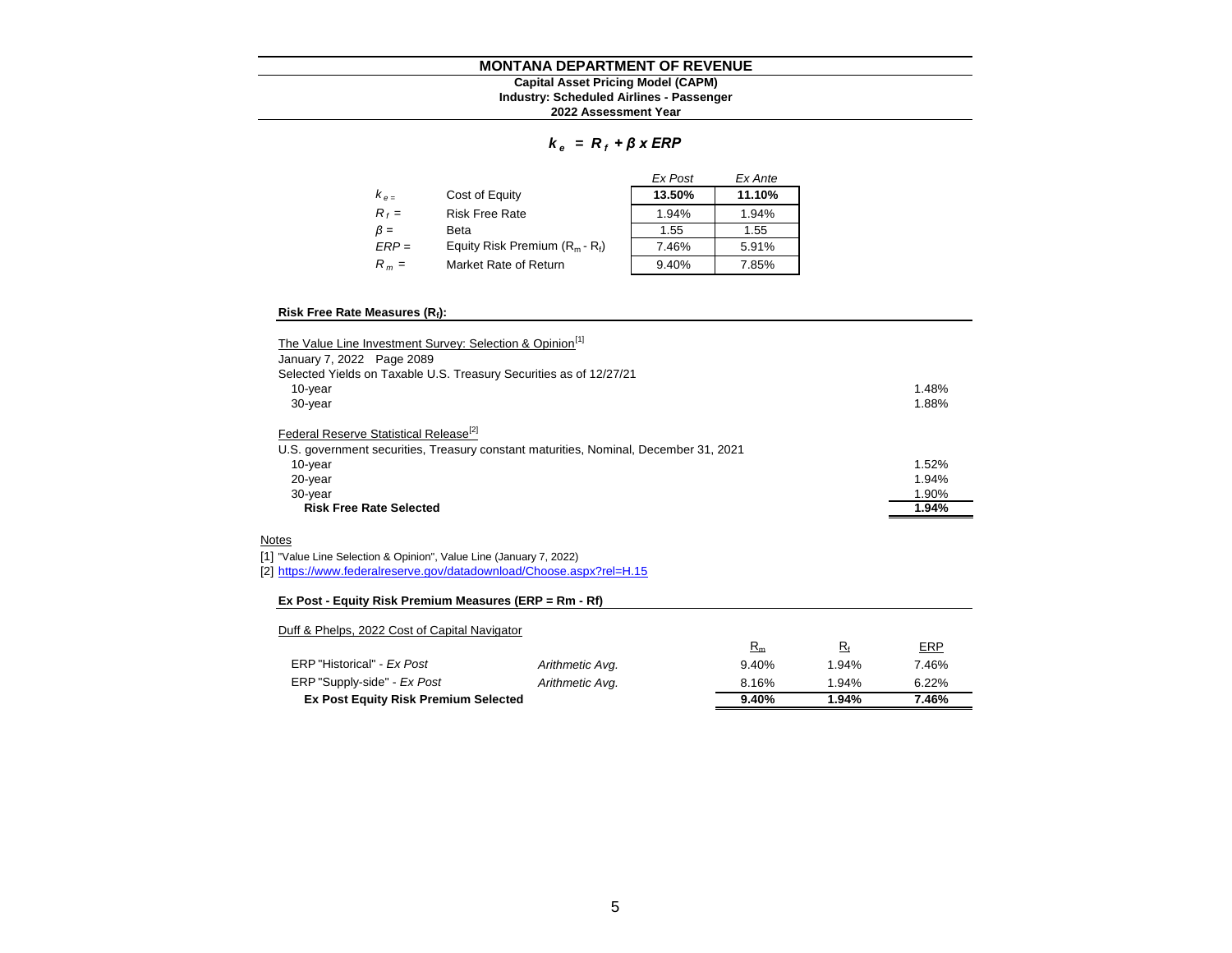# MONTANA DEPARTMENT OF REVENUE

**Capital Asset Pricing Model (CAPM)**
**Industry: Scheduled Airlines - Passenger**
**2022 Assessment Year**

$$k_e = R_f + \beta \times ERP$$

| | | *Ex Post* | *Ex Ante* |
|---|---|---|---|
| $k_e$ = | Cost of Equity | **13.50%** | **11.10%** |
| $R_f$ = | Risk Free Rate | 1.94% | 1.94% |
| $\beta$ = | Beta | 1.55 | 1.55 |
| $ERP$ = | Equity Risk Premium ($R_m$ - $R_f$) | 7.46% | 5.91% |
| $R_m$ = | Market Rate of Return | 9.40% | 7.85% |

**Risk Free Rate Measures ($R_f$):**

The Value Line Investment Survey: Selection & Opinion[1]
January 7, 2022 Page 2089
Selected Yields on Taxable U.S. Treasury Securities as of 12/27/21

| | |
|---|---|
| 10-year | 1.48% |
| 30-year | 1.88% |

Federal Reserve Statistical Release[2]
U.S. government securities, Treasury constant maturities, Nominal, December 31, 2021

| | |
|---|---|
| 10-year | 1.52% |
| 20-year | 1.94% |
| 30-year | 1.90% |
| **Risk Free Rate Selected** | **1.94%** |

Notes

[1] "Value Line Selection & Opinion", Value Line (January 7, 2022)
[2] https://www.federalreserve.gov/datadownload/Choose.aspx?rel=H.15

**Ex Post - Equity Risk Premium Measures (ERP = Rm - Rf)**

Duff & Phelps, 2022 Cost of Capital Navigator

| | | $R_m$ | $R_f$ | ERP |
|---|---|---|---|---|
| ERP "Historical" - *Ex Post* | *Arithmetic Avg.* | 9.40% | 1.94% | 7.46% |
| ERP "Supply-side" - *Ex Post* | *Arithmetic Avg.* | 8.16% | 1.94% | 6.22% |
| **Ex Post Equity Risk Premium Selected** | | **9.40%** | **1.94%** | **7.46%** |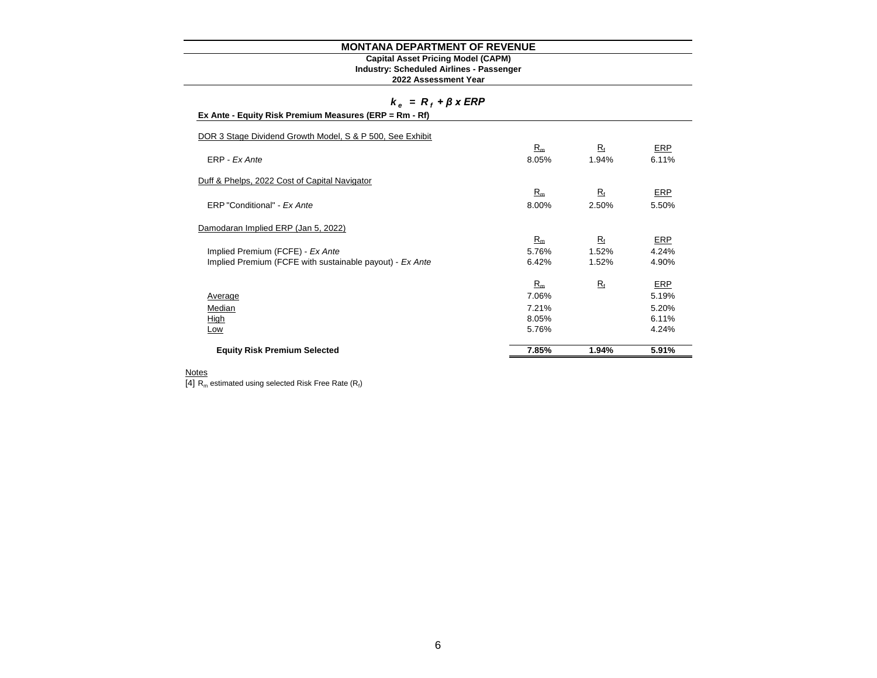# MONTANA DEPARTMENT OF REVENUE

**Capital Asset Pricing Model (CAPM)**
**Industry: Scheduled Airlines - Passenger**
**2022 Assessment Year**

$$k_e = R_f + \beta \times ERP$$

**Ex Ante - Equity Risk Premium Measures (ERP = Rm - Rf)**

| | $R_m$ | $R_f$ | ERP |
|---|---|---|---|
| DOR 3 Stage Dividend Growth Model, S & P 500, See Exhibit | | | |
| ERP - *Ex Ante* | 8.05% | 1.94% | 6.11% |
| Duff & Phelps, 2022 Cost of Capital Navigator | | | |
| ERP "Conditional" - *Ex Ante* | 8.00% | 2.50% | 5.50% |
| Damodaran Implied ERP (Jan 5, 2022) | | | |
| Implied Premium (FCFE) - *Ex Ante* | 5.76% | 1.52% | 4.24% |
| Implied Premium (FCFE with sustainable payout) - *Ex Ante* | 6.42% | 1.52% | 4.90% |

| | $R_m$ | $R_f$ | ERP |
|---|---|---|---|
| Average | 7.06% | | 5.19% |
| Median | 7.21% | | 5.20% |
| High | 8.05% | | 6.11% |
| Low | 5.76% | | 4.24% |
| **Equity Risk Premium Selected** | **7.85%** | **1.94%** | **5.91%** |

Notes

[4] $R_m$ estimated using selected Risk Free Rate ($R_f$)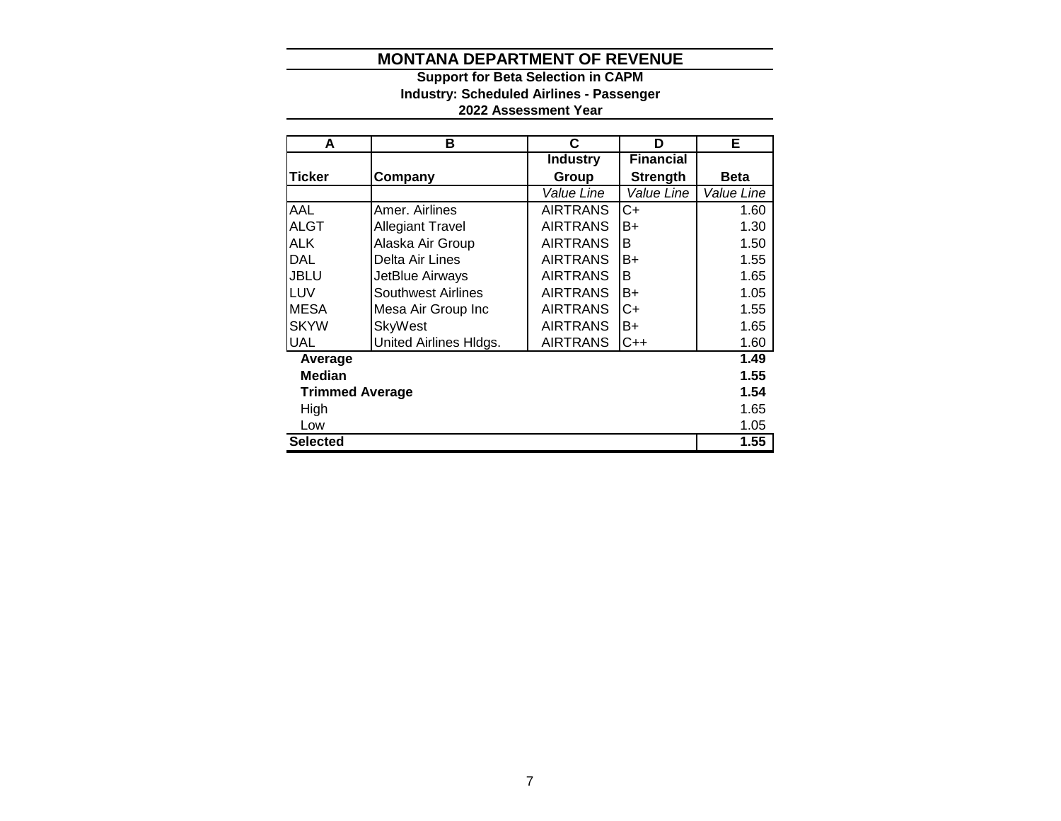# MONTANA DEPARTMENT OF REVENUE

**Support for Beta Selection in CAPM**

**Industry: Scheduled Airlines - Passenger**

**2022 Assessment Year**

| A | B | C | D | E |
|---|---|---|---|---|
| **Ticker** | **Company** | **Industry Group** | **Financial Strength** | **Beta** |
| | | *Value Line* | *Value Line* | *Value Line* |
| AAL | Amer. Airlines | AIRTRANS | C+ | 1.60 |
| ALGT | Allegiant Travel | AIRTRANS | B+ | 1.30 |
| ALK | Alaska Air Group | AIRTRANS | B | 1.50 |
| DAL | Delta Air Lines | AIRTRANS | B+ | 1.55 |
| JBLU | JetBlue Airways | AIRTRANS | B | 1.65 |
| LUV | Southwest Airlines | AIRTRANS | B+ | 1.05 |
| MESA | Mesa Air Group Inc | AIRTRANS | C+ | 1.55 |
| SKYW | SkyWest | AIRTRANS | B+ | 1.65 |
| UAL | United Airlines Hldgs. | AIRTRANS | C++ | 1.60 |
| **Average** | | | | **1.49** |
| **Median** | | | | **1.55** |
| **Trimmed Average** | | | | **1.54** |
| High | | | | 1.65 |
| Low | | | | 1.05 |
| **Selected** | | | | **1.55** |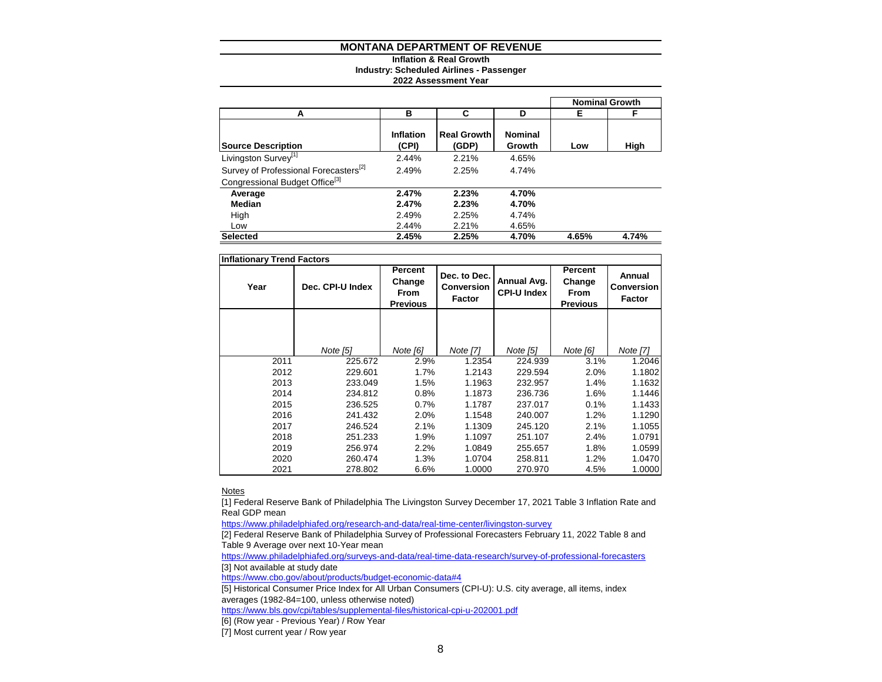# MONTANA DEPARTMENT OF REVENUE

**Inflation & Real Growth**
**Industry: Scheduled Airlines - Passenger**
**2022 Assessment Year**

| | | | | Nominal Growth | |
|---|---|---|---|---|---|
| A | B | C | D | E | F |
| **Source Description** | **Inflation (CPI)** | **Real Growth (GDP)** | **Nominal Growth** | **Low** | **High** |
| Livingston Survey[1] | 2.44% | 2.21% | 4.65% | | |
| Survey of Professional Forecasters[2] | 2.49% | 2.25% | 4.74% | | |
| Congressional Budget Office[3] | | | | | |
| **Average** | **2.47%** | **2.23%** | **4.70%** | | |
| **Median** | **2.47%** | **2.23%** | **4.70%** | | |
| High | 2.49% | 2.25% | 4.74% | | |
| Low | 2.44% | 2.21% | 4.65% | | |
| **Selected** | **2.45%** | **2.25%** | **4.70%** | **4.65%** | **4.74%** |

**Inflationary Trend Factors**

| Year | Dec. CPI-U Index | Percent Change From Previous | Dec. to Dec. Conversion Factor | Annual Avg. CPI-U Index | Percent Change From Previous | Annual Conversion Factor |
|---|---|---|---|---|---|---|
| | *Note [5]* | *Note [6]* | *Note [7]* | *Note [5]* | *Note [6]* | *Note [7]* |
| 2011 | 225.672 | 2.9% | 1.2354 | 224.939 | 3.1% | 1.2046 |
| 2012 | 229.601 | 1.7% | 1.2143 | 229.594 | 2.0% | 1.1802 |
| 2013 | 233.049 | 1.5% | 1.1963 | 232.957 | 1.4% | 1.1632 |
| 2014 | 234.812 | 0.8% | 1.1873 | 236.736 | 1.6% | 1.1446 |
| 2015 | 236.525 | 0.7% | 1.1787 | 237.017 | 0.1% | 1.1433 |
| 2016 | 241.432 | 2.0% | 1.1548 | 240.007 | 1.2% | 1.1290 |
| 2017 | 246.524 | 2.1% | 1.1309 | 245.120 | 2.1% | 1.1055 |
| 2018 | 251.233 | 1.9% | 1.1097 | 251.107 | 2.4% | 1.0791 |
| 2019 | 256.974 | 2.2% | 1.0849 | 255.657 | 1.8% | 1.0599 |
| 2020 | 260.474 | 1.3% | 1.0704 | 258.811 | 1.2% | 1.0470 |
| 2021 | 278.802 | 6.6% | 1.0000 | 270.970 | 4.5% | 1.0000 |

Notes

[1] Federal Reserve Bank of Philadelphia The Livingston Survey December 17, 2021 Table 3 Inflation Rate and Real GDP mean
https://www.philadelphiafed.org/research-and-data/real-time-center/livingston-survey

[2] Federal Reserve Bank of Philadelphia Survey of Professional Forecasters February 11, 2022 Table 8 and Table 9 Average over next 10-Year mean
https://www.philadelphiafed.org/surveys-and-data/real-time-data-research/survey-of-professional-forecasters

[3] Not available at study date
https://www.cbo.gov/about/products/budget-economic-data#4

[5] Historical Consumer Price Index for All Urban Consumers (CPI-U): U.S. city average, all items, index averages (1982-84=100, unless otherwise noted)
https://www.bls.gov/cpi/tables/supplemental-files/historical-cpi-u-202001.pdf

[6] (Row year - Previous Year) / Row Year

[7] Most current year / Row year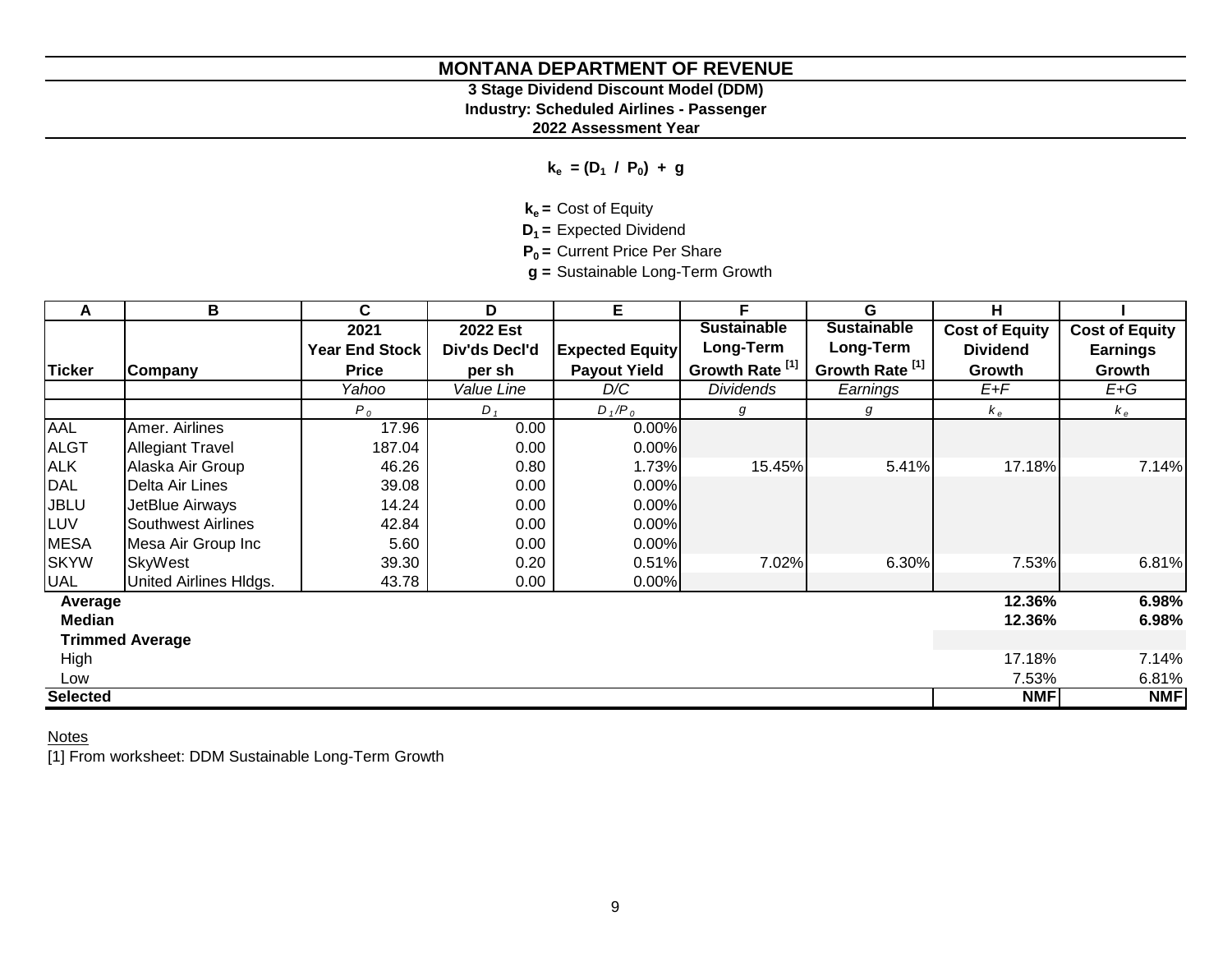# MONTANA DEPARTMENT OF REVENUE

## 3 Stage Dividend Discount Model (DDM)

### Industry: Scheduled Airlines - Passenger

### 2022 Assessment Year

$$k_e = (D_1 / P_0) + g$$

$k_e$ = Cost of Equity
$D_1$ = Expected Dividend
$P_0$ = Current Price Per Share
$g$ = Sustainable Long-Term Growth

| A | B | C | D | E | F | G | H | I |
|---|---|---|---|---|---|---|---|---|
| Ticker | Company | 2021 Year End Stock Price | 2022 Est Div'ds Decl'd per sh | Expected Equity Payout Yield | Sustainable Long-Term Growth Rate [1] | Sustainable Long-Term Growth Rate [1] | Cost of Equity Dividend Growth | Cost of Equity Earnings Growth |
| | | *Yahoo* | *Value Line* | *D/C* | *Dividends* | *Earnings* | *E+F* | *E+G* |
| | | $P_0$ | $D_1$ | $D_1/P_0$ | $g$ | $g$ | $k_e$ | $k_e$ |
| AAL | Amer. Airlines | 17.96 | 0.00 | 0.00% | | | | |
| ALGT | Allegiant Travel | 187.04 | 0.00 | 0.00% | | | | |
| ALK | Alaska Air Group | 46.26 | 0.80 | 1.73% | 15.45% | 5.41% | 17.18% | 7.14% |
| DAL | Delta Air Lines | 39.08 | 0.00 | 0.00% | | | | |
| JBLU | JetBlue Airways | 14.24 | 0.00 | 0.00% | | | | |
| LUV | Southwest Airlines | 42.84 | 0.00 | 0.00% | | | | |
| MESA | Mesa Air Group Inc | 5.60 | 0.00 | 0.00% | | | | |
| SKYW | SkyWest | 39.30 | 0.20 | 0.51% | 7.02% | 6.30% | 7.53% | 6.81% |
| UAL | United Airlines Hldgs. | 43.78 | 0.00 | 0.00% | | | | |
| **Average** | | | | | | | **12.36%** | **6.98%** |
| **Median** | | | | | | | **12.36%** | **6.98%** |
| **Trimmed Average** | | | | | | | | |
| High | | | | | | | 17.18% | 7.14% |
| Low | | | | | | | 7.53% | 6.81% |
| **Selected** | | | | | | | **NMF** | **NMF** |

Notes

[1] From worksheet: DDM Sustainable Long-Term Growth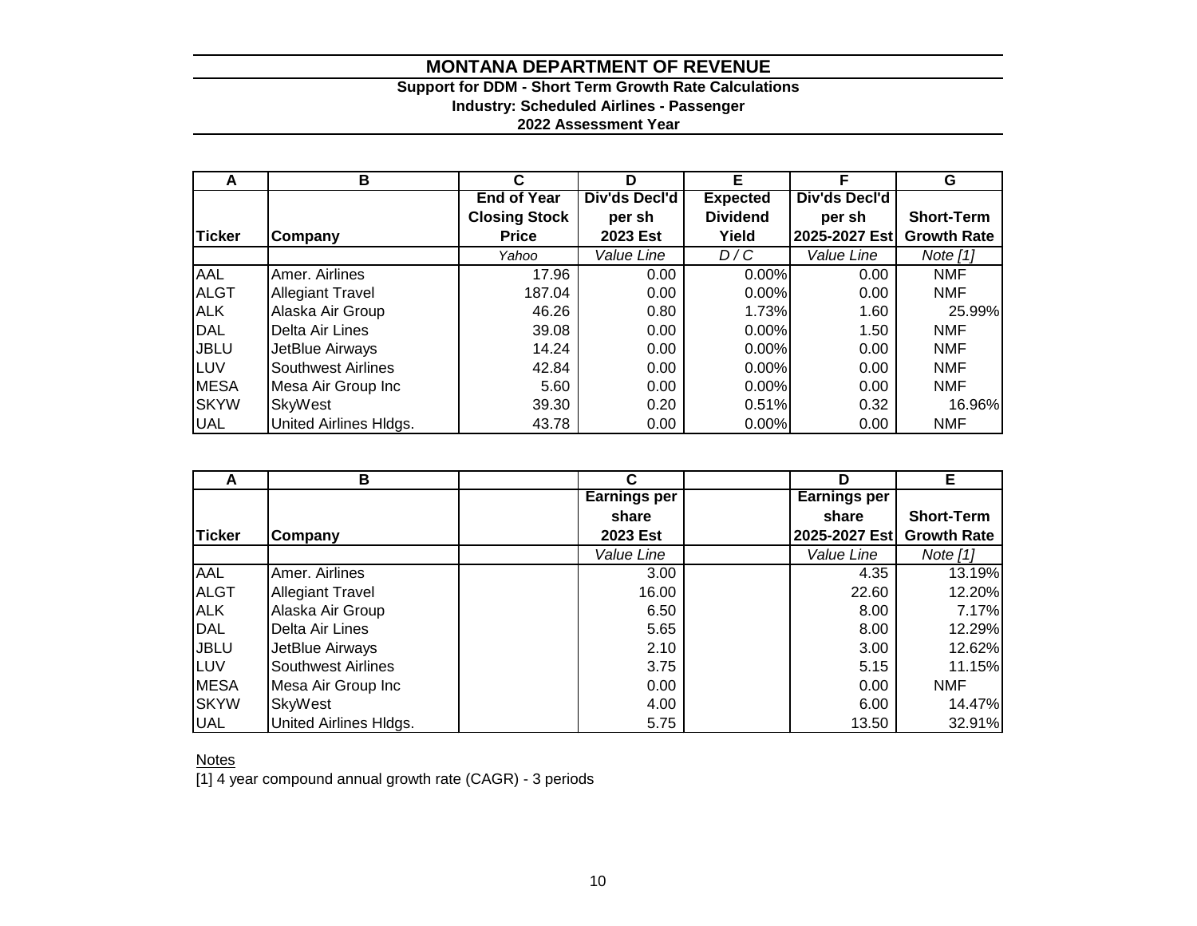# MONTANA DEPARTMENT OF REVENUE

### Support for DDM - Short Term Growth Rate Calculations
### Industry: Scheduled Airlines - Passenger
### 2022 Assessment Year

| A | B | C | D | E | F | G |
|---|---|---|---|---|---|---|
| **Ticker** | **Company** | **End of Year Closing Stock Price** | **Div'ds Decl'd per sh 2023 Est** | **Expected Dividend Yield** | **Div'ds Decl'd per sh 2025-2027 Est** | **Short-Term Growth Rate** |
| | | *Yahoo* | *Value Line* | *D / C* | *Value Line* | *Note [1]* |
| AAL | Amer. Airlines | 17.96 | 0.00 | 0.00% | 0.00 | NMF |
| ALGT | Allegiant Travel | 187.04 | 0.00 | 0.00% | 0.00 | NMF |
| ALK | Alaska Air Group | 46.26 | 0.80 | 1.73% | 1.60 | 25.99% |
| DAL | Delta Air Lines | 39.08 | 0.00 | 0.00% | 1.50 | NMF |
| JBLU | JetBlue Airways | 14.24 | 0.00 | 0.00% | 0.00 | NMF |
| LUV | Southwest Airlines | 42.84 | 0.00 | 0.00% | 0.00 | NMF |
| MESA | Mesa Air Group Inc | 5.60 | 0.00 | 0.00% | 0.00 | NMF |
| SKYW | SkyWest | 39.30 | 0.20 | 0.51% | 0.32 | 16.96% |
| UAL | United Airlines Hldgs. | 43.78 | 0.00 | 0.00% | 0.00 | NMF |

| A | B | C | D | E |
|---|---|---|---|---|
| **Ticker** | **Company** | **Earnings per share 2023 Est** | **Earnings per share 2025-2027 Est** | **Short-Term Growth Rate** |
| | | *Value Line* | *Value Line* | *Note [1]* |
| AAL | Amer. Airlines | 3.00 | 4.35 | 13.19% |
| ALGT | Allegiant Travel | 16.00 | 22.60 | 12.20% |
| ALK | Alaska Air Group | 6.50 | 8.00 | 7.17% |
| DAL | Delta Air Lines | 5.65 | 8.00 | 12.29% |
| JBLU | JetBlue Airways | 2.10 | 3.00 | 12.62% |
| LUV | Southwest Airlines | 3.75 | 5.15 | 11.15% |
| MESA | Mesa Air Group Inc | 0.00 | 0.00 | NMF |
| SKYW | SkyWest | 4.00 | 6.00 | 14.47% |
| UAL | United Airlines Hldgs. | 5.75 | 13.50 | 32.91% |

Notes

[1] 4 year compound annual growth rate (CAGR) - 3 periods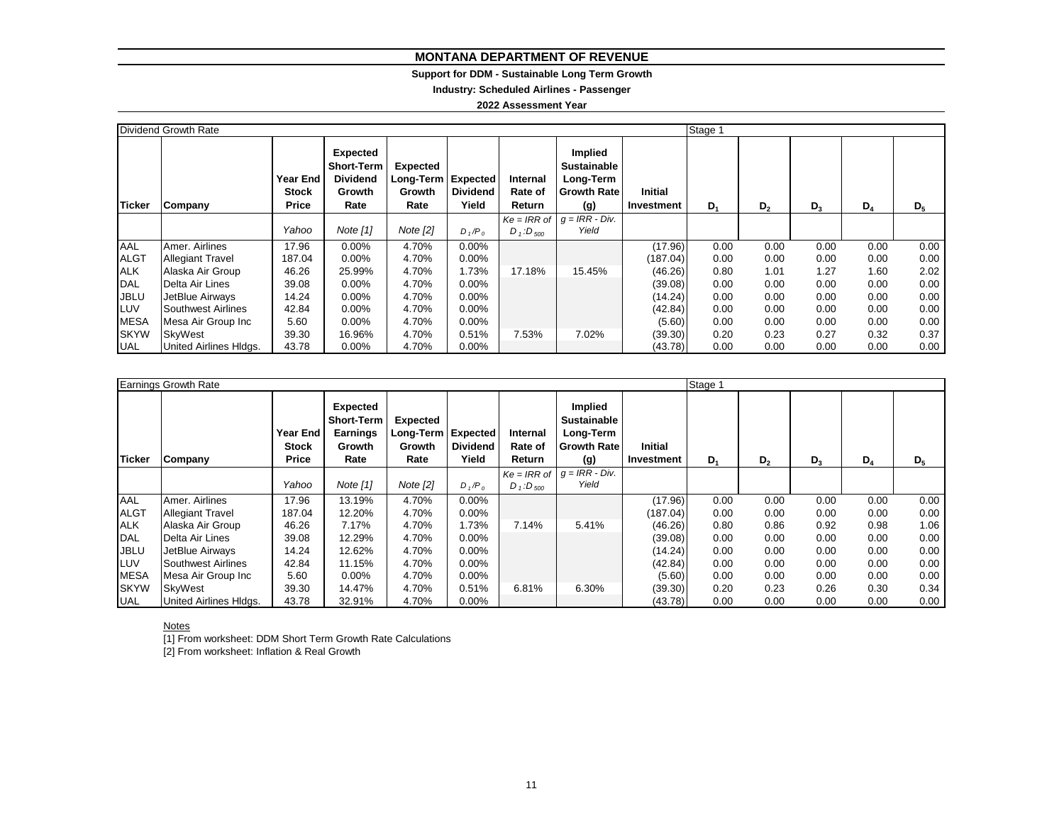# MONTANA DEPARTMENT OF REVENUE

**Support for DDM - Sustainable Long Term Growth**

**Industry: Scheduled Airlines - Passenger**

**2022 Assessment Year**

| Dividend Growth Rate | | | | | | | | | Stage 1 | | | | |
|---|---|---|---|---|---|---|---|---|---|---|---|---|---|
| **Ticker** | **Company** | **Year End Stock Price** | **Expected Short-Term Dividend Growth Rate** | **Expected Long-Term Growth Rate** | **Expected Dividend Yield** | **Internal Rate of Return** | **Implied Sustainable Long-Term Growth Rate (g)** | **Initial Investment** | **$D_1$** | **$D_2$** | **$D_3$** | **$D_4$** | **$D_5$** |
| | | *Yahoo* | *Note [1]* | *Note [2]* | $D_1/P_0$ | $Ke$ = IRR of $D_1$:$D_{500}$ | $g$ = IRR - Div. Yield | | | | | | |
| AAL | Amer. Airlines | 17.96 | 0.00% | 4.70% | 0.00% | | | (17.96) | 0.00 | 0.00 | 0.00 | 0.00 | 0.00 |
| ALGT | Allegiant Travel | 187.04 | 0.00% | 4.70% | 0.00% | | | (187.04) | 0.00 | 0.00 | 0.00 | 0.00 | 0.00 |
| ALK | Alaska Air Group | 46.26 | 25.99% | 4.70% | 1.73% | 17.18% | 15.45% | (46.26) | 0.80 | 1.01 | 1.27 | 1.60 | 2.02 |
| DAL | Delta Air Lines | 39.08 | 0.00% | 4.70% | 0.00% | | | (39.08) | 0.00 | 0.00 | 0.00 | 0.00 | 0.00 |
| JBLU | JetBlue Airways | 14.24 | 0.00% | 4.70% | 0.00% | | | (14.24) | 0.00 | 0.00 | 0.00 | 0.00 | 0.00 |
| LUV | Southwest Airlines | 42.84 | 0.00% | 4.70% | 0.00% | | | (42.84) | 0.00 | 0.00 | 0.00 | 0.00 | 0.00 |
| MESA | Mesa Air Group Inc | 5.60 | 0.00% | 4.70% | 0.00% | | | (5.60) | 0.00 | 0.00 | 0.00 | 0.00 | 0.00 |
| SKYW | SkyWest | 39.30 | 16.96% | 4.70% | 0.51% | 7.53% | 7.02% | (39.30) | 0.20 | 0.23 | 0.27 | 0.32 | 0.37 |
| UAL | United Airlines Hldgs. | 43.78 | 0.00% | 4.70% | 0.00% | | | (43.78) | 0.00 | 0.00 | 0.00 | 0.00 | 0.00 |

| Earnings Growth Rate | | | | | | | | | Stage 1 | | | | |
|---|---|---|---|---|---|---|---|---|---|---|---|---|---|
| **Ticker** | **Company** | **Year End Stock Price** | **Expected Short-Term Earnings Growth Rate** | **Expected Long-Term Growth Rate** | **Expected Dividend Yield** | **Internal Rate of Return** | **Implied Sustainable Long-Term Growth Rate (g)** | **Initial Investment** | **$D_1$** | **$D_2$** | **$D_3$** | **$D_4$** | **$D_5$** |
| | | *Yahoo* | *Note [1]* | *Note [2]* | $D_1/P_0$ | $Ke$ = IRR of $D_1$:$D_{500}$ | $g$ = IRR - Div. Yield | | | | | | |
| AAL | Amer. Airlines | 17.96 | 13.19% | 4.70% | 0.00% | | | (17.96) | 0.00 | 0.00 | 0.00 | 0.00 | 0.00 |
| ALGT | Allegiant Travel | 187.04 | 12.20% | 4.70% | 0.00% | | | (187.04) | 0.00 | 0.00 | 0.00 | 0.00 | 0.00 |
| ALK | Alaska Air Group | 46.26 | 7.17% | 4.70% | 1.73% | 7.14% | 5.41% | (46.26) | 0.80 | 0.86 | 0.92 | 0.98 | 1.06 |
| DAL | Delta Air Lines | 39.08 | 12.29% | 4.70% | 0.00% | | | (39.08) | 0.00 | 0.00 | 0.00 | 0.00 | 0.00 |
| JBLU | JetBlue Airways | 14.24 | 12.62% | 4.70% | 0.00% | | | (14.24) | 0.00 | 0.00 | 0.00 | 0.00 | 0.00 |
| LUV | Southwest Airlines | 42.84 | 11.15% | 4.70% | 0.00% | | | (42.84) | 0.00 | 0.00 | 0.00 | 0.00 | 0.00 |
| MESA | Mesa Air Group Inc | 5.60 | 0.00% | 4.70% | 0.00% | | | (5.60) | 0.00 | 0.00 | 0.00 | 0.00 | 0.00 |
| SKYW | SkyWest | 39.30 | 14.47% | 4.70% | 0.51% | 6.81% | 6.30% | (39.30) | 0.20 | 0.23 | 0.26 | 0.30 | 0.34 |
| UAL | United Airlines Hldgs. | 43.78 | 32.91% | 4.70% | 0.00% | | | (43.78) | 0.00 | 0.00 | 0.00 | 0.00 | 0.00 |

Notes

[1] From worksheet: DDM Short Term Growth Rate Calculations

[2] From worksheet: Inflation & Real Growth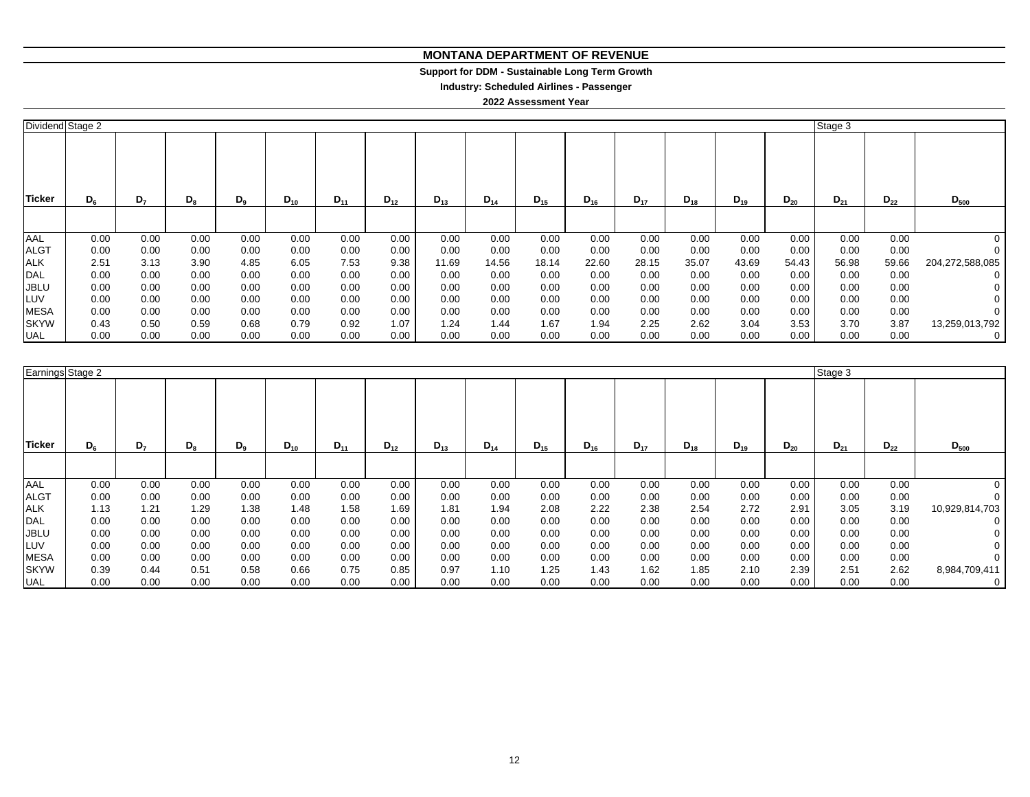# MONTANA DEPARTMENT OF REVENUE

**Support for DDM - Sustainable Long Term Growth**

**Industry: Scheduled Airlines - Passenger**

**2022 Assessment Year**

| Dividend | Stage 2 | | | | | | | | | | | | | | | Stage 3 | | |
|---|---|---|---|---|---|---|---|---|---|---|---|---|---|---|---|---|---|---|
| **Ticker** | $D_6$ | $D_7$ | $D_8$ | $D_9$ | $D_{10}$ | $D_{11}$ | $D_{12}$ | $D_{13}$ | $D_{14}$ | $D_{15}$ | $D_{16}$ | $D_{17}$ | $D_{18}$ | $D_{19}$ | $D_{20}$ | $D_{21}$ | $D_{22}$ | $D_{500}$ |
| AAL | 0.00 | 0.00 | 0.00 | 0.00 | 0.00 | 0.00 | 0.00 | 0.00 | 0.00 | 0.00 | 0.00 | 0.00 | 0.00 | 0.00 | 0.00 | 0.00 | 0.00 | 0 |
| ALGT | 0.00 | 0.00 | 0.00 | 0.00 | 0.00 | 0.00 | 0.00 | 0.00 | 0.00 | 0.00 | 0.00 | 0.00 | 0.00 | 0.00 | 0.00 | 0.00 | 0.00 | 0 |
| ALK | 2.51 | 3.13 | 3.90 | 4.85 | 6.05 | 7.53 | 9.38 | 11.69 | 14.56 | 18.14 | 22.60 | 28.15 | 35.07 | 43.69 | 54.43 | 56.98 | 59.66 | 204,272,588,085 |
| DAL | 0.00 | 0.00 | 0.00 | 0.00 | 0.00 | 0.00 | 0.00 | 0.00 | 0.00 | 0.00 | 0.00 | 0.00 | 0.00 | 0.00 | 0.00 | 0.00 | 0.00 | 0 |
| JBLU | 0.00 | 0.00 | 0.00 | 0.00 | 0.00 | 0.00 | 0.00 | 0.00 | 0.00 | 0.00 | 0.00 | 0.00 | 0.00 | 0.00 | 0.00 | 0.00 | 0.00 | 0 |
| LUV | 0.00 | 0.00 | 0.00 | 0.00 | 0.00 | 0.00 | 0.00 | 0.00 | 0.00 | 0.00 | 0.00 | 0.00 | 0.00 | 0.00 | 0.00 | 0.00 | 0.00 | 0 |
| MESA | 0.00 | 0.00 | 0.00 | 0.00 | 0.00 | 0.00 | 0.00 | 0.00 | 0.00 | 0.00 | 0.00 | 0.00 | 0.00 | 0.00 | 0.00 | 0.00 | 0.00 | 0 |
| SKYW | 0.43 | 0.50 | 0.59 | 0.68 | 0.79 | 0.92 | 1.07 | 1.24 | 1.44 | 1.67 | 1.94 | 2.25 | 2.62 | 3.04 | 3.53 | 3.70 | 3.87 | 13,259,013,792 |
| UAL | 0.00 | 0.00 | 0.00 | 0.00 | 0.00 | 0.00 | 0.00 | 0.00 | 0.00 | 0.00 | 0.00 | 0.00 | 0.00 | 0.00 | 0.00 | 0.00 | 0.00 | 0 |

| Earnings | Stage 2 | | | | | | | | | | | | | | | Stage 3 | | |
|---|---|---|---|---|---|---|---|---|---|---|---|---|---|---|---|---|---|---|
| **Ticker** | $D_6$ | $D_7$ | $D_8$ | $D_9$ | $D_{10}$ | $D_{11}$ | $D_{12}$ | $D_{13}$ | $D_{14}$ | $D_{15}$ | $D_{16}$ | $D_{17}$ | $D_{18}$ | $D_{19}$ | $D_{20}$ | $D_{21}$ | $D_{22}$ | $D_{500}$ |
| AAL | 0.00 | 0.00 | 0.00 | 0.00 | 0.00 | 0.00 | 0.00 | 0.00 | 0.00 | 0.00 | 0.00 | 0.00 | 0.00 | 0.00 | 0.00 | 0.00 | 0.00 | 0 |
| ALGT | 0.00 | 0.00 | 0.00 | 0.00 | 0.00 | 0.00 | 0.00 | 0.00 | 0.00 | 0.00 | 0.00 | 0.00 | 0.00 | 0.00 | 0.00 | 0.00 | 0.00 | 0 |
| ALK | 1.13 | 1.21 | 1.29 | 1.38 | 1.48 | 1.58 | 1.69 | 1.81 | 1.94 | 2.08 | 2.22 | 2.38 | 2.54 | 2.72 | 2.91 | 3.05 | 3.19 | 10,929,814,703 |
| DAL | 0.00 | 0.00 | 0.00 | 0.00 | 0.00 | 0.00 | 0.00 | 0.00 | 0.00 | 0.00 | 0.00 | 0.00 | 0.00 | 0.00 | 0.00 | 0.00 | 0.00 | 0 |
| JBLU | 0.00 | 0.00 | 0.00 | 0.00 | 0.00 | 0.00 | 0.00 | 0.00 | 0.00 | 0.00 | 0.00 | 0.00 | 0.00 | 0.00 | 0.00 | 0.00 | 0.00 | 0 |
| LUV | 0.00 | 0.00 | 0.00 | 0.00 | 0.00 | 0.00 | 0.00 | 0.00 | 0.00 | 0.00 | 0.00 | 0.00 | 0.00 | 0.00 | 0.00 | 0.00 | 0.00 | 0 |
| MESA | 0.00 | 0.00 | 0.00 | 0.00 | 0.00 | 0.00 | 0.00 | 0.00 | 0.00 | 0.00 | 0.00 | 0.00 | 0.00 | 0.00 | 0.00 | 0.00 | 0.00 | 0 |
| SKYW | 0.39 | 0.44 | 0.51 | 0.58 | 0.66 | 0.75 | 0.85 | 0.97 | 1.10 | 1.25 | 1.43 | 1.62 | 1.85 | 2.10 | 2.39 | 2.51 | 2.62 | 8,984,709,411 |
| UAL | 0.00 | 0.00 | 0.00 | 0.00 | 0.00 | 0.00 | 0.00 | 0.00 | 0.00 | 0.00 | 0.00 | 0.00 | 0.00 | 0.00 | 0.00 | 0.00 | 0.00 | 0 |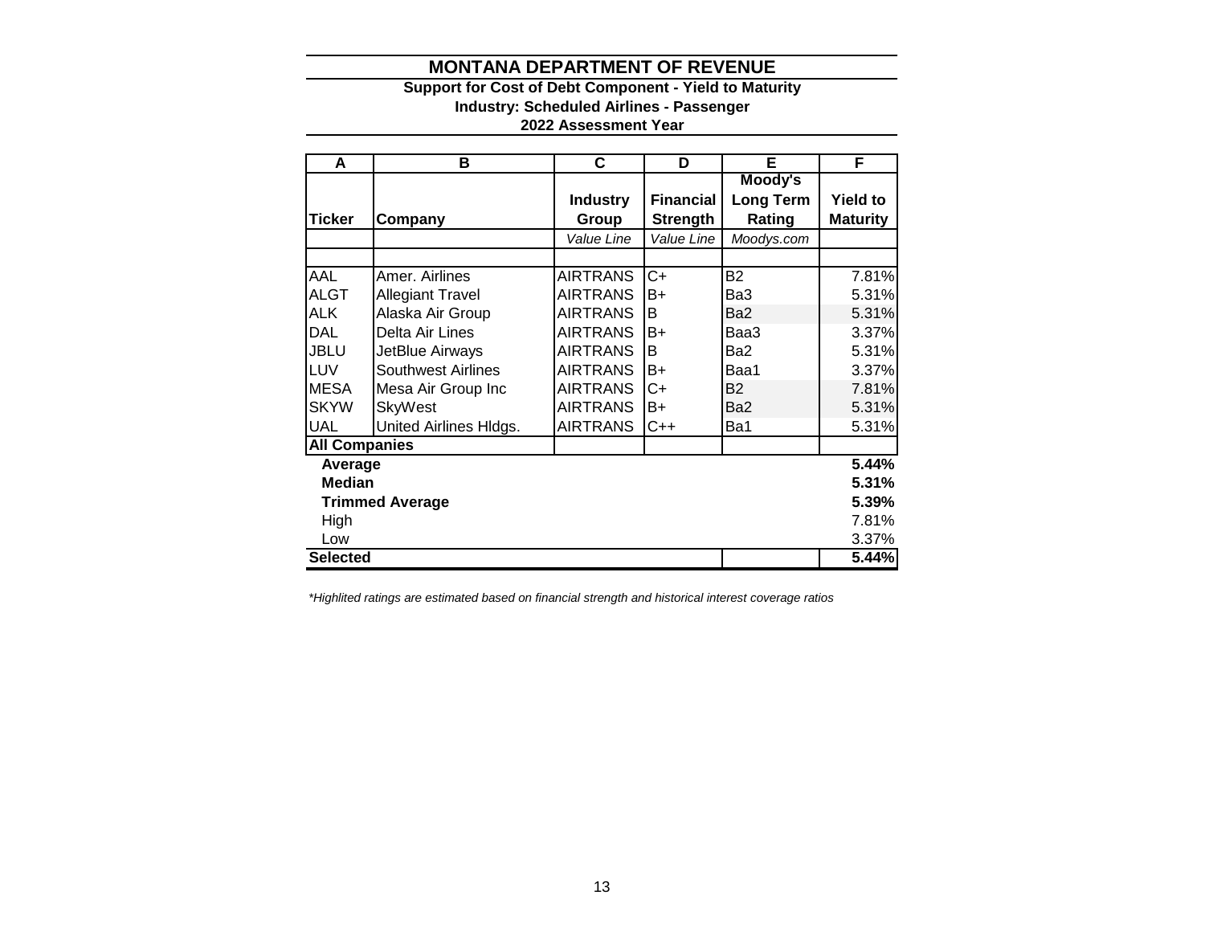# MONTANA DEPARTMENT OF REVENUE

**Support for Cost of Debt Component - Yield to Maturity**
**Industry: Scheduled Airlines - Passenger**
**2022 Assessment Year**

| A | B | C | D | E | F |
|---|---|---|---|---|---|
| **Ticker** | **Company** | **Industry Group** | **Financial Strength** | **Moody's Long Term Rating** | **Yield to Maturity** |
| | | *Value Line* | *Value Line* | *Moodys.com* | |
| | | | | | |
| AAL | Amer. Airlines | AIRTRANS | C+ | B2 | 7.81% |
| ALGT | Allegiant Travel | AIRTRANS | B+ | Ba3 | 5.31% |
| ALK | Alaska Air Group | AIRTRANS | B | Ba2 | 5.31% |
| DAL | Delta Air Lines | AIRTRANS | B+ | Baa3 | 3.37% |
| JBLU | JetBlue Airways | AIRTRANS | B | Ba2 | 5.31% |
| LUV | Southwest Airlines | AIRTRANS | B+ | Baa1 | 3.37% |
| MESA | Mesa Air Group Inc | AIRTRANS | C+ | B2 | 7.81% |
| SKYW | SkyWest | AIRTRANS | B+ | Ba2 | 5.31% |
| UAL | United Airlines Hldgs. | AIRTRANS | C++ | Ba1 | 5.31% |
| **All Companies** | | | | | |
| **Average** | | | | | **5.44%** |
| **Median** | | | | | **5.31%** |
| **Trimmed Average** | | | | | **5.39%** |
| High | | | | | 7.81% |
| Low | | | | | 3.37% |
| **Selected** | | | | | **5.44%** |

*Highlited ratings are estimated based on financial strength and historical interest coverage ratios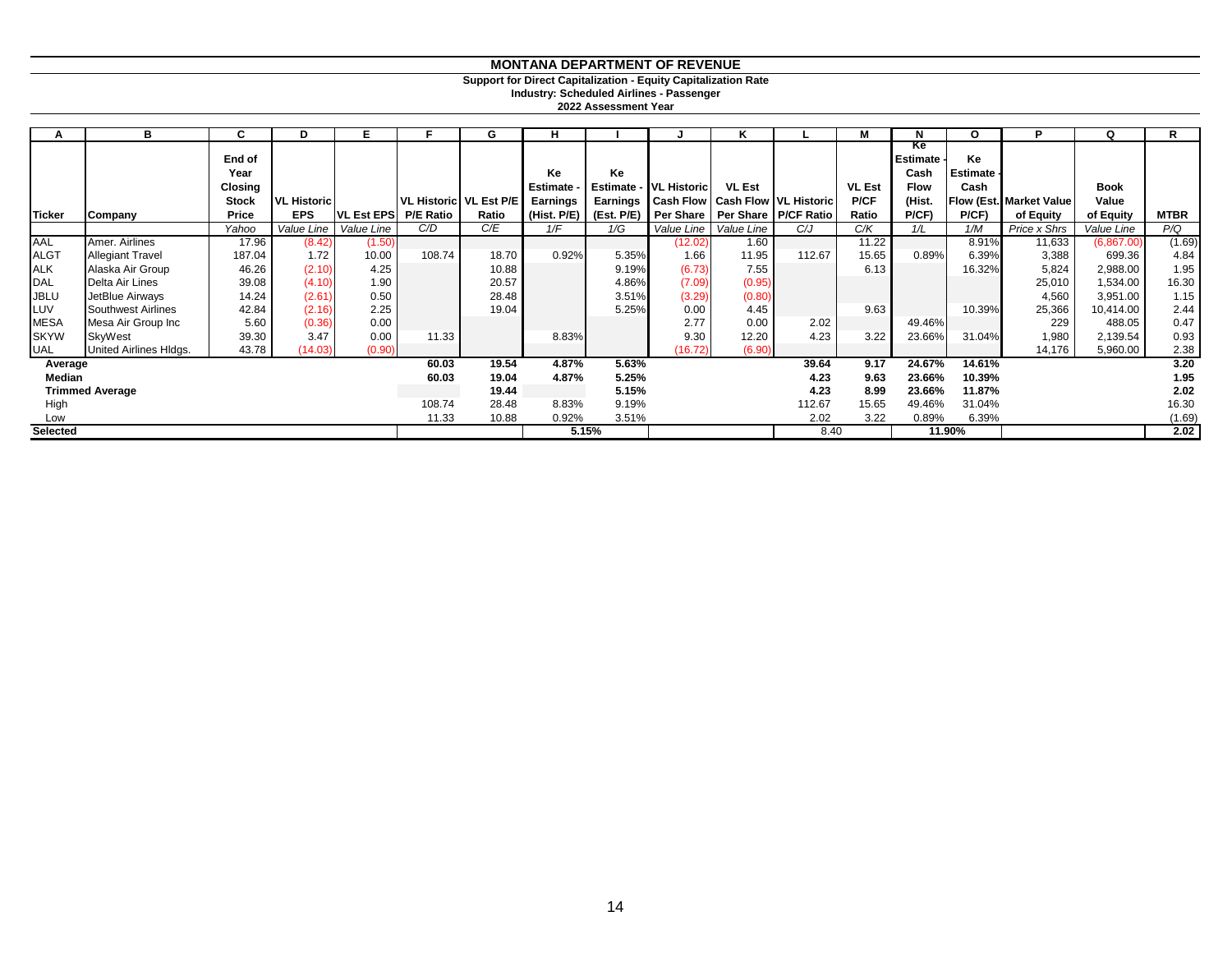# MONTANA DEPARTMENT OF REVENUE

**Support for Direct Capitalization - Equity Capitalization Rate**
**Industry: Scheduled Airlines - Passenger**
**2022 Assessment Year**

| A | B | C | D | E | F | G | H | I | J | K | L | M | N | O | P | Q | R |
|---|---|---|---|---|---|---|---|---|---|---|---|---|---|---|---|---|---|
| Ticker | Company | End of Year Closing Stock Price | VL Historic EPS | VL Est EPS | VL Historic P/E Ratio | VL Est P/E Ratio | Ke Estimate - Earnings (Hist. P/E) | Ke Estimate - Earnings (Est. P/E) | VL Historic Cash Flow Per Share | VL Est Cash Flow Per Share | VL Historic P/CF Ratio | VL Est P/CF Ratio | Ke Estimate - Cash Flow (Hist. P/CF) | Ke Estimate - Cash Flow (Est. P/CF) | Market Value of Equity | Book Value of Equity | MTBR |
| | | Yahoo | Value Line | Value Line | C/D | C/E | 1/F | 1/G | Value Line | Value Line | C/J | C/K | 1/L | 1/M | Price x Shrs | Value Line | P/Q |
| AAL | Amer. Airlines | 17.96 | (8.42) | (1.50) | | | | | (12.02) | 1.60 | | 11.22 | | 8.91% | 11,633 | (6,867.00) | (1.69) |
| ALGT | Allegiant Travel | 187.04 | 1.72 | 10.00 | 108.74 | 18.70 | 0.92% | 5.35% | 1.66 | 11.95 | 112.67 | 15.65 | 0.89% | 6.39% | 3,388 | 699.36 | 4.84 |
| ALK | Alaska Air Group | 46.26 | (2.10) | 4.25 | | 10.88 | | 9.19% | (6.73) | 7.55 | | 6.13 | | 16.32% | 5,824 | 2,988.00 | 1.95 |
| DAL | Delta Air Lines | 39.08 | (4.10) | 1.90 | | 20.57 | | 4.86% | (7.09) | (0.95) | | | | | 25,010 | 1,534.00 | 16.30 |
| JBLU | JetBlue Airways | 14.24 | (2.61) | 0.50 | | 28.48 | | 3.51% | (3.29) | (0.80) | | | | | 4,560 | 3,951.00 | 1.15 |
| LUV | Southwest Airlines | 42.84 | (2.16) | 2.25 | | 19.04 | | 5.25% | 0.00 | 4.45 | | 9.63 | | 10.39% | 25,366 | 10,414.00 | 2.44 |
| MESA | Mesa Air Group Inc | 5.60 | (0.36) | 0.00 | | | | | 2.77 | 0.00 | 2.02 | | 49.46% | | 229 | 488.05 | 0.47 |
| SKYW | SkyWest | 39.30 | 3.47 | 0.00 | 11.33 | | 8.83% | | 9.30 | 12.20 | 4.23 | 3.22 | 23.66% | 31.04% | 1,980 | 2,139.54 | 0.93 |
| UAL | United Airlines Hldgs. | 43.78 | (14.03) | (0.90) | | | | | (16.72) | (6.90) | | | | | 14,176 | 5,960.00 | 2.38 |
| **Average** | | | | | **60.03** | **19.54** | **4.87%** | **5.63%** | | | **39.64** | **9.17** | **24.67%** | **14.61%** | | | **3.20** |
| **Median** | | | | | **60.03** | **19.04** | **4.87%** | **5.25%** | | | **4.23** | **9.63** | **23.66%** | **10.39%** | | | **1.95** |
| **Trimmed Average** | | | | | | **19.44** | | **5.15%** | | | **4.23** | **8.99** | **23.66%** | **11.87%** | | | **2.02** |
| High | | | | | 108.74 | 28.48 | 8.83% | 9.19% | | | 112.67 | 15.65 | 49.46% | 31.04% | | | 16.30 |
| Low | | | | | 11.33 | 10.88 | 0.92% | 3.51% | | | 2.02 | 3.22 | 0.89% | 6.39% | | | (1.69) |
| **Selected** | | | | | | | 5.15% | | | | 8.40 | | 11.90% | | | | **2.02** |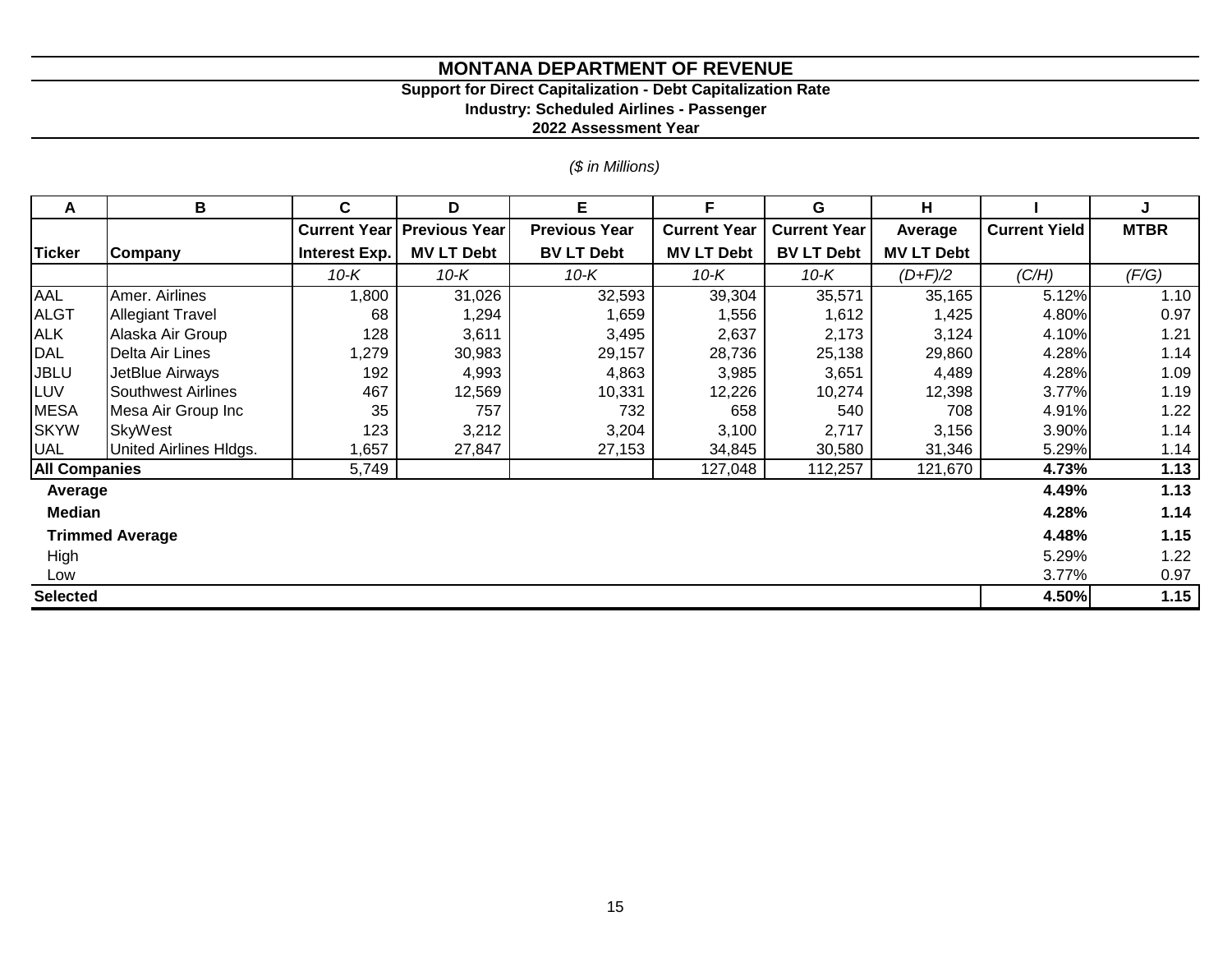# MONTANA DEPARTMENT OF REVENUE

**Support for Direct Capitalization - Debt Capitalization Rate**
**Industry: Scheduled Airlines - Passenger**
**2022 Assessment Year**

*($ in Millions)*

| A | B | C | D | E | F | G | H | I | J |
|---|---|---|---|---|---|---|---|---|---|
| **Ticker** | **Company** | **Current Year Interest Exp.** | **Previous Year MV LT Debt** | **Previous Year BV LT Debt** | **Current Year MV LT Debt** | **Current Year BV LT Debt** | **Average MV LT Debt** | **Current Yield** | **MTBR** |
| | | *10-K* | *10-K* | *10-K* | *10-K* | *10-K* | *(D+F)/2* | *(C/H)* | *(F/G)* |
| AAL | Amer. Airlines | 1,800 | 31,026 | 32,593 | 39,304 | 35,571 | 35,165 | 5.12% | 1.10 |
| ALGT | Allegiant Travel | 68 | 1,294 | 1,659 | 1,556 | 1,612 | 1,425 | 4.80% | 0.97 |
| ALK | Alaska Air Group | 128 | 3,611 | 3,495 | 2,637 | 2,173 | 3,124 | 4.10% | 1.21 |
| DAL | Delta Air Lines | 1,279 | 30,983 | 29,157 | 28,736 | 25,138 | 29,860 | 4.28% | 1.14 |
| JBLU | JetBlue Airways | 192 | 4,993 | 4,863 | 3,985 | 3,651 | 4,489 | 4.28% | 1.09 |
| LUV | Southwest Airlines | 467 | 12,569 | 10,331 | 12,226 | 10,274 | 12,398 | 3.77% | 1.19 |
| MESA | Mesa Air Group Inc | 35 | 757 | 732 | 658 | 540 | 708 | 4.91% | 1.22 |
| SKYW | SkyWest | 123 | 3,212 | 3,204 | 3,100 | 2,717 | 3,156 | 3.90% | 1.14 |
| UAL | United Airlines Hldgs. | 1,657 | 27,847 | 27,153 | 34,845 | 30,580 | 31,346 | 5.29% | 1.14 |
| **All Companies** | | 5,749 | | | 127,048 | 112,257 | 121,670 | **4.73%** | **1.13** |
| **Average** | | | | | | | | **4.49%** | **1.13** |
| **Median** | | | | | | | | **4.28%** | **1.14** |
| **Trimmed Average** | | | | | | | | **4.48%** | **1.15** |
| High | | | | | | | | 5.29% | 1.22 |
| Low | | | | | | | | 3.77% | 0.97 |
| **Selected** | | | | | | | | **4.50%** | **1.15** |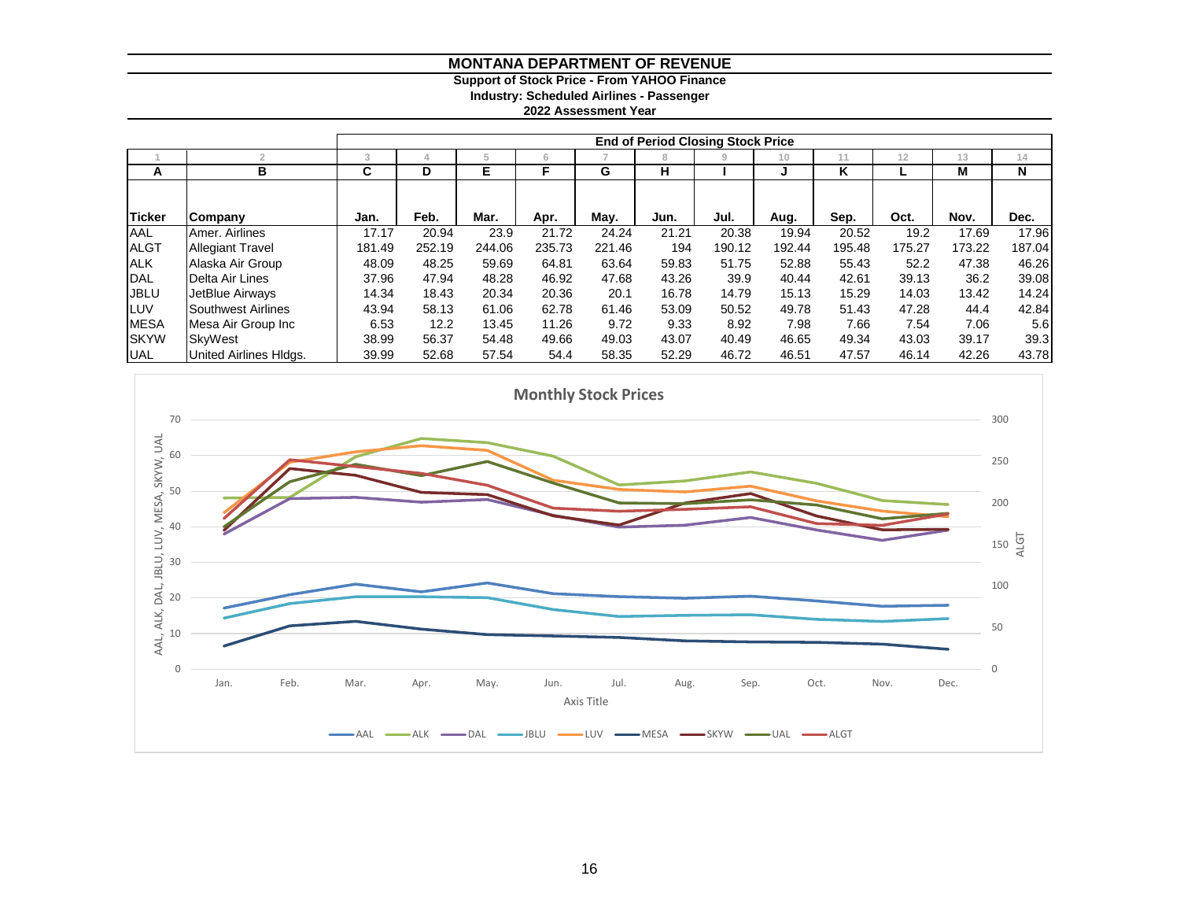# MONTANA DEPARTMENT OF REVENUE

**Support of Stock Price - From YAHOO Finance**
**Industry: Scheduled Airlines - Passenger**
**2022 Assessment Year**

| | | End of Period Closing Stock Price | | | | | | | | | | | |
|---|---|---|---|---|---|---|---|---|---|---|---|---|---|
| 1 | 2 | 3 | 4 | 5 | 6 | 7 | 8 | 9 | 10 | 11 | 12 | 13 | 14 |
| A | B | C | D | E | F | G | H | I | J | K | L | M | N |
| Ticker | Company | Jan. | Feb. | Mar. | Apr. | May. | Jun. | Jul. | Aug. | Sep. | Oct. | Nov. | Dec. |
| AAL | Amer. Airlines | 17.17 | 20.94 | 23.9 | 21.72 | 24.24 | 21.21 | 20.38 | 19.94 | 20.52 | 19.2 | 17.69 | 17.96 |
| ALGT | Allegiant Travel | 181.49 | 252.19 | 244.06 | 235.73 | 221.46 | 194 | 190.12 | 192.44 | 195.48 | 175.27 | 173.22 | 187.04 |
| ALK | Alaska Air Group | 48.09 | 48.25 | 59.69 | 64.81 | 63.64 | 59.83 | 51.75 | 52.88 | 55.43 | 52.2 | 47.38 | 46.26 |
| DAL | Delta Air Lines | 37.96 | 47.94 | 48.28 | 46.92 | 47.68 | 43.26 | 39.9 | 40.44 | 42.61 | 39.13 | 36.2 | 39.08 |
| JBLU | JetBlue Airways | 14.34 | 18.43 | 20.34 | 20.36 | 20.1 | 16.78 | 14.79 | 15.13 | 15.29 | 14.03 | 13.42 | 14.24 |
| LUV | Southwest Airlines | 43.94 | 58.13 | 61.06 | 62.78 | 61.46 | 53.09 | 50.52 | 49.78 | 51.43 | 47.28 | 44.4 | 42.84 |
| MESA | Mesa Air Group Inc | 6.53 | 12.2 | 13.45 | 11.26 | 9.72 | 9.33 | 8.92 | 7.98 | 7.66 | 7.54 | 7.06 | 5.6 |
| SKYW | SkyWest | 38.99 | 56.37 | 54.48 | 49.66 | 49.03 | 43.07 | 40.49 | 46.65 | 49.34 | 43.03 | 39.17 | 39.3 |
| UAL | United Airlines Hldgs. | 39.99 | 52.68 | 57.54 | 54.4 | 58.35 | 52.29 | 46.72 | 46.51 | 47.57 | 46.14 | 42.26 | 43.78 |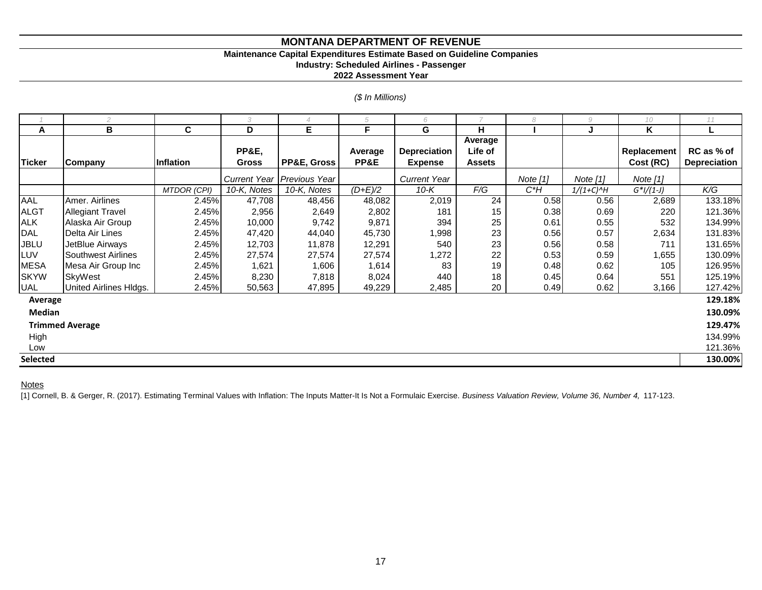# MONTANA DEPARTMENT OF REVENUE

**Maintenance Capital Expenditures Estimate Based on Guideline Companies**
**Industry: Scheduled Airlines - Passenger**
**2022 Assessment Year**

*($ In Millions)*

| 1 | 2 | | 3 | 4 | 5 | 6 | 7 | 8 | 9 | 10 | 11 |
|---|---|---|---|---|---|---|---|---|---|---|---|
| **A** | **B** | **C** | **D** | **E** | **F** | **G** | **H** | **I** | **J** | **K** | **L** |
| **Ticker** | **Company** | **Inflation** | **PP&E, Gross** | **PP&E, Gross** | **Average PP&E** | **Depreciation Expense** | **Average Life of Assets** | | | **Replacement Cost (RC)** | **RC as % of Depreciation** |
| | | | *Current Year* | *Previous Year* | | *Current Year* | | *Note [1]* | *Note [1]* | *Note [1]* | |
| | | *MTDOR (CPI)* | *10-K, Notes* | *10-K, Notes* | *(D+E)/2* | *10-K* | *F/G* | *C*H* | *1/(1+C)^H* | *G*I/(1-J)* | *K/G* |
| AAL | Amer. Airlines | 2.45% | 47,708 | 48,456 | 48,082 | 2,019 | 24 | 0.58 | 0.56 | 2,689 | 133.18% |
| ALGT | Allegiant Travel | 2.45% | 2,956 | 2,649 | 2,802 | 181 | 15 | 0.38 | 0.69 | 220 | 121.36% |
| ALK | Alaska Air Group | 2.45% | 10,000 | 9,742 | 9,871 | 394 | 25 | 0.61 | 0.55 | 532 | 134.99% |
| DAL | Delta Air Lines | 2.45% | 47,420 | 44,040 | 45,730 | 1,998 | 23 | 0.56 | 0.57 | 2,634 | 131.83% |
| JBLU | JetBlue Airways | 2.45% | 12,703 | 11,878 | 12,291 | 540 | 23 | 0.56 | 0.58 | 711 | 131.65% |
| LUV | Southwest Airlines | 2.45% | 27,574 | 27,574 | 27,574 | 1,272 | 22 | 0.53 | 0.59 | 1,655 | 130.09% |
| MESA | Mesa Air Group Inc | 2.45% | 1,621 | 1,606 | 1,614 | 83 | 19 | 0.48 | 0.62 | 105 | 126.95% |
| SKYW | SkyWest | 2.45% | 8,230 | 7,818 | 8,024 | 440 | 18 | 0.45 | 0.64 | 551 | 125.19% |
| UAL | United Airlines Hldgs. | 2.45% | 50,563 | 47,895 | 49,229 | 2,485 | 20 | 0.49 | 0.62 | 3,166 | 127.42% |
| **Average** | | | | | | | | | | | **129.18%** |
| **Median** | | | | | | | | | | | **130.09%** |
| **Trimmed Average** | | | | | | | | | | | **129.47%** |
| High | | | | | | | | | | | 134.99% |
| Low | | | | | | | | | | | 121.36% |
| **Selected** | | | | | | | | | | | **130.00%** |

Notes

[1] Cornell, B. & Gerger, R. (2017). Estimating Terminal Values with Inflation: The Inputs Matter-It Is Not a Formulaic Exercise. *Business Valuation Review, Volume 36, Number 4,* 117-123.